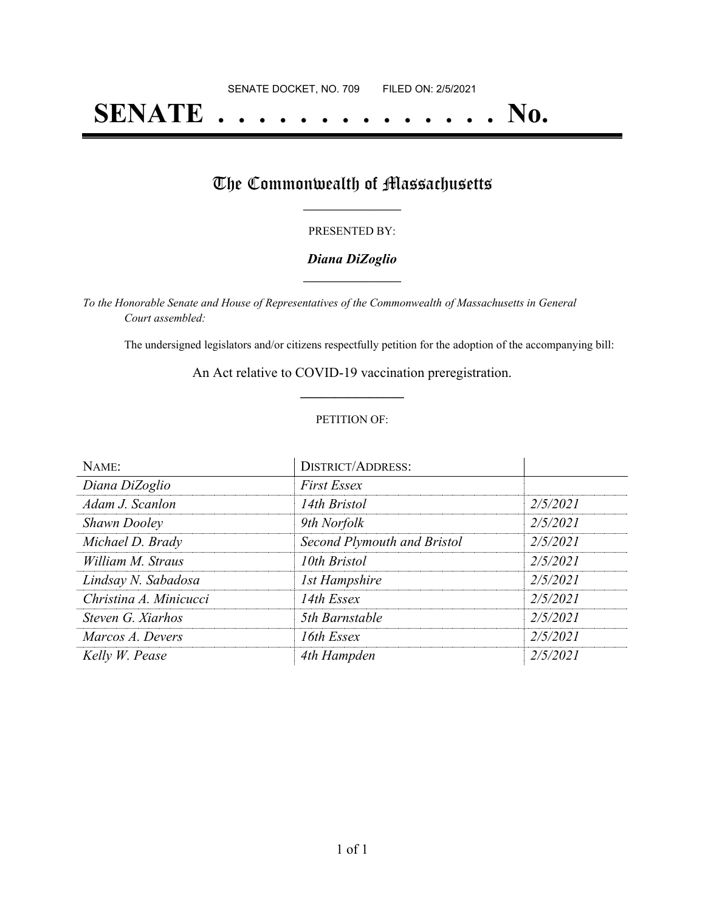SENATE DOCKET, NO. 709        FILED ON: 2/5/2021

# SENATE . . . . . . . . . . . . . . No.

## The Commonwealth of Massachusetts

PRESENTED BY:

***Diana DiZoglio***

*To the Honorable Senate and House of Representatives of the Commonwealth of Massachusetts in General Court assembled:*

The undersigned legislators and/or citizens respectfully petition for the adoption of the accompanying bill:

An Act relative to COVID-19 vaccination preregistration.

PETITION OF:

| NAME: | DISTRICT/ADDRESS: | |
|---|---|---|
| *Diana DiZoglio* | *First Essex* | |
| *Adam J. Scanlon* | *14th Bristol* | *2/5/2021* |
| *Shawn Dooley* | *9th Norfolk* | *2/5/2021* |
| *Michael D. Brady* | *Second Plymouth and Bristol* | *2/5/2021* |
| *William M. Straus* | *10th Bristol* | *2/5/2021* |
| *Lindsay N. Sabadosa* | *1st Hampshire* | *2/5/2021* |
| *Christina A. Minicucci* | *14th Essex* | *2/5/2021* |
| *Steven G. Xiarhos* | *5th Barnstable* | *2/5/2021* |
| *Marcos A. Devers* | *16th Essex* | *2/5/2021* |
| *Kelly W. Pease* | *4th Hampden* | *2/5/2021* |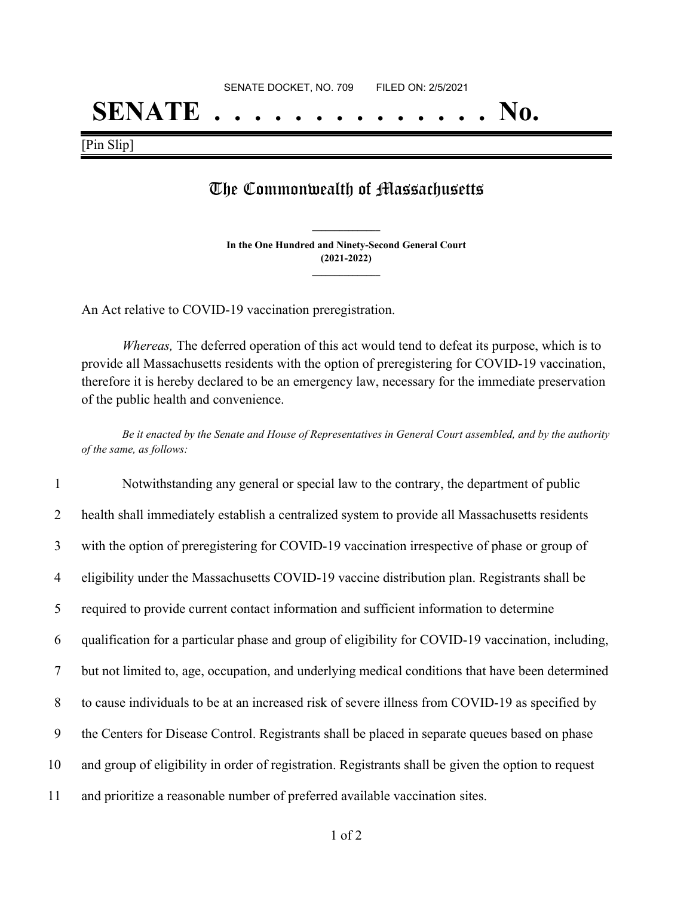SENATE DOCKET, NO. 709 FILED ON: 2/5/2021

# SENATE . . . . . . . . . . . . . . No.

[Pin Slip]

## The Commonwealth of Massachusetts

**In the One Hundred and Ninety-Second General Court**
**(2021-2022)**

An Act relative to COVID-19 vaccination preregistration.

*Whereas,* The deferred operation of this act would tend to defeat its purpose, which is to provide all Massachusetts residents with the option of preregistering for COVID-19 vaccination, therefore it is hereby declared to be an emergency law, necessary for the immediate preservation of the public health and convenience.

*Be it enacted by the Senate and House of Representatives in General Court assembled, and by the authority of the same, as follows:*

1 Notwithstanding any general or special law to the contrary, the department of public
2 health shall immediately establish a centralized system to provide all Massachusetts residents
3 with the option of preregistering for COVID-19 vaccination irrespective of phase or group of
4 eligibility under the Massachusetts COVID-19 vaccine distribution plan. Registrants shall be
5 required to provide current contact information and sufficient information to determine
6 qualification for a particular phase and group of eligibility for COVID-19 vaccination, including,
7 but not limited to, age, occupation, and underlying medical conditions that have been determined
8 to cause individuals to be at an increased risk of severe illness from COVID-19 as specified by
9 the Centers for Disease Control. Registrants shall be placed in separate queues based on phase
10 and group of eligibility in order of registration. Registrants shall be given the option to request
11 and prioritize a reasonable number of preferred available vaccination sites.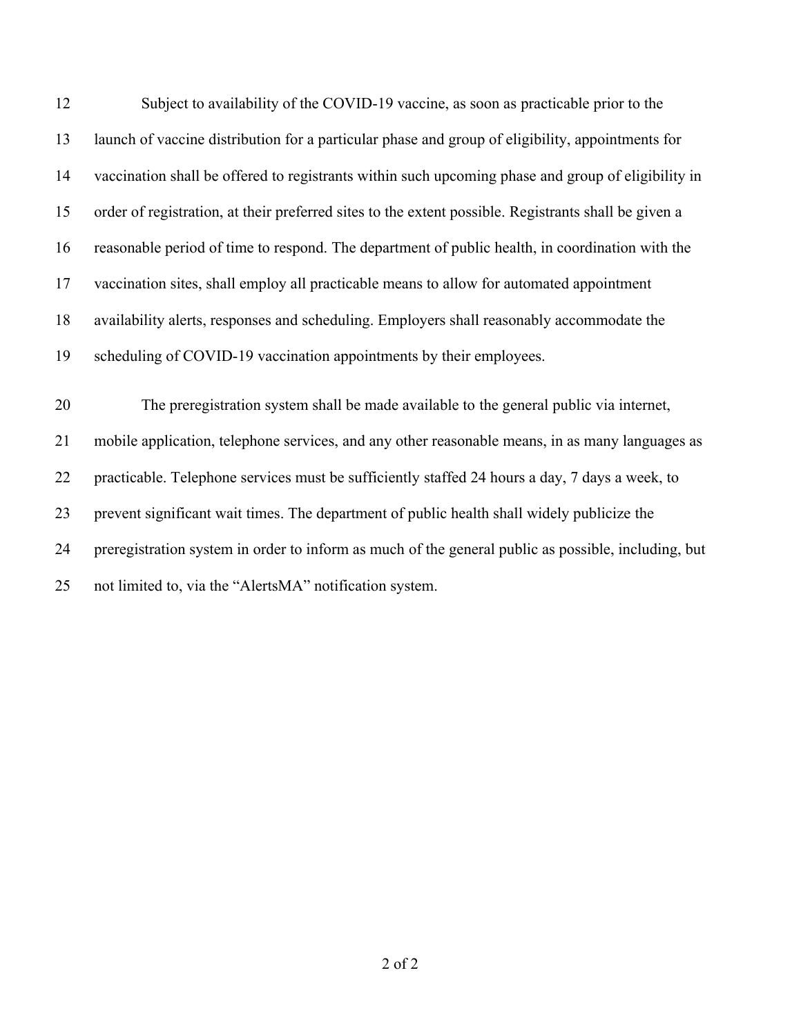Subject to availability of the COVID-19 vaccine, as soon as practicable prior to the launch of vaccine distribution for a particular phase and group of eligibility, appointments for vaccination shall be offered to registrants within such upcoming phase and group of eligibility in order of registration, at their preferred sites to the extent possible. Registrants shall be given a reasonable period of time to respond. The department of public health, in coordination with the vaccination sites, shall employ all practicable means to allow for automated appointment availability alerts, responses and scheduling. Employers shall reasonably accommodate the scheduling of COVID-19 vaccination appointments by their employees.

The preregistration system shall be made available to the general public via internet, mobile application, telephone services, and any other reasonable means, in as many languages as practicable. Telephone services must be sufficiently staffed 24 hours a day, 7 days a week, to prevent significant wait times. The department of public health shall widely publicize the preregistration system in order to inform as much of the general public as possible, including, but not limited to, via the "AlertsMA" notification system.